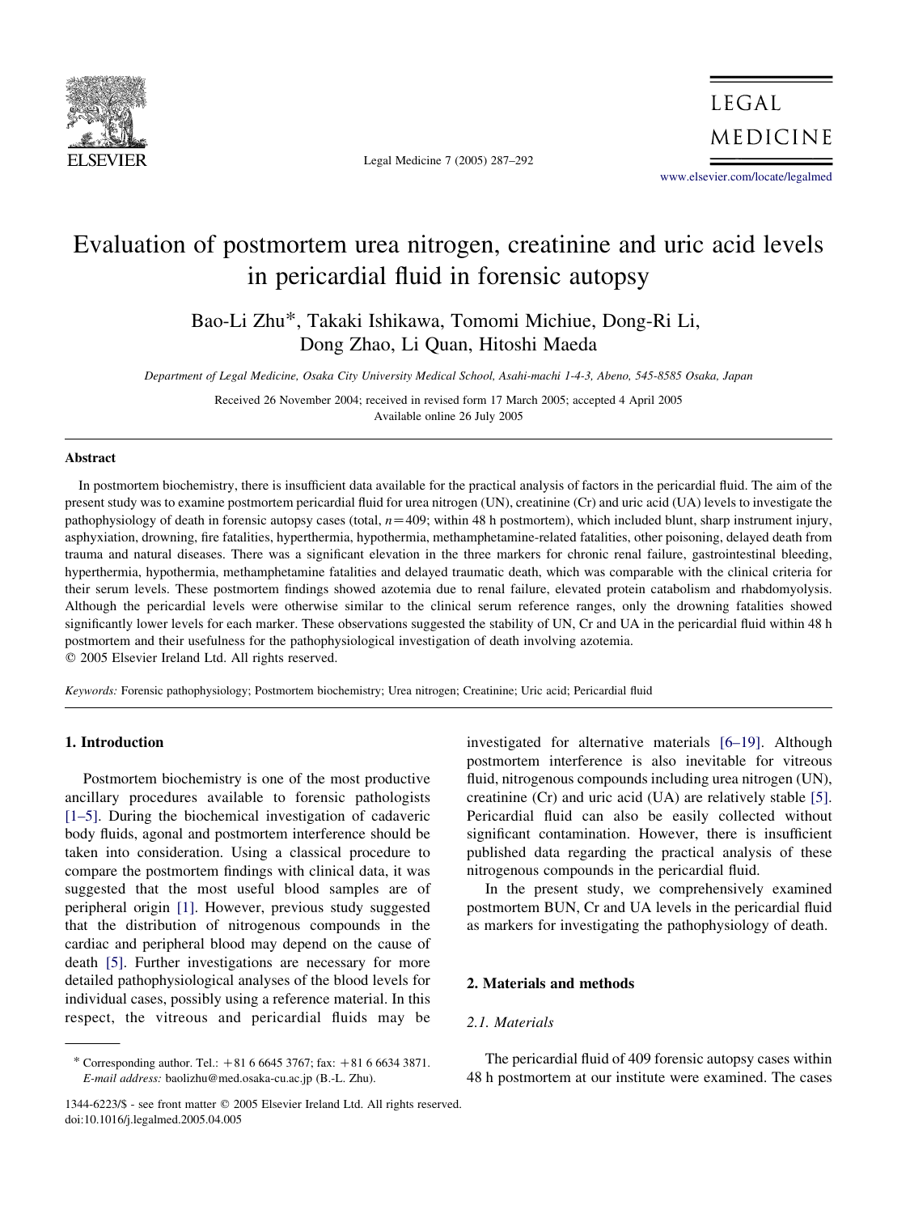# Evaluation of postmortem urea nitrogen, creatinine and uric acid levels in pericardial fluid in forensic autopsy

Bao-Li Zhu*, Takaki Ishikawa, Tomomi Michiue, Dong-Ri Li, Dong Zhao, Li Quan, Hitoshi Maeda

*Department of Legal Medicine, Osaka City University Medical School, Asahi-machi 1-4-3, Abeno, 545-8585 Osaka, Japan*

Received 26 November 2004; received in revised form 17 March 2005; accepted 4 April 2005
Available online 26 July 2005

## Abstract

In postmortem biochemistry, there is insufficient data available for the practical analysis of factors in the pericardial fluid. The aim of the present study was to examine postmortem pericardial fluid for urea nitrogen (UN), creatinine (Cr) and uric acid (UA) levels to investigate the pathophysiology of death in forensic autopsy cases (total, $n=409$; within 48 h postmortem), which included blunt, sharp instrument injury, asphyxiation, drowning, fire fatalities, hyperthermia, hypothermia, methamphetamine-related fatalities, other poisoning, delayed death from trauma and natural diseases. There was a significant elevation in the three markers for chronic renal failure, gastrointestinal bleeding, hyperthermia, hypothermia, methamphetamine fatalities and delayed traumatic death, which was comparable with the clinical criteria for their serum levels. These postmortem findings showed azotemia due to renal failure, elevated protein catabolism and rhabdomyolysis. Although the pericardial levels were otherwise similar to the clinical serum reference ranges, only the drowning fatalities showed significantly lower levels for each marker. These observations suggested the stability of UN, Cr and UA in the pericardial fluid within 48 h postmortem and their usefulness for the pathophysiological investigation of death involving azotemia.
© 2005 Elsevier Ireland Ltd. All rights reserved.

*Keywords:* Forensic pathophysiology; Postmortem biochemistry; Urea nitrogen; Creatinine; Uric acid; Pericardial fluid

## 1. Introduction

Postmortem biochemistry is one of the most productive ancillary procedures available to forensic pathologists [1–5]. During the biochemical investigation of cadaveric body fluids, agonal and postmortem interference should be taken into consideration. Using a classical procedure to compare the postmortem findings with clinical data, it was suggested that the most useful blood samples are of peripheral origin [1]. However, previous study suggested that the distribution of nitrogenous compounds in the cardiac and peripheral blood may depend on the cause of death [5]. Further investigations are necessary for more detailed pathophysiological analyses of the blood levels for individual cases, possibly using a reference material. In this respect, the vitreous and pericardial fluids may be investigated for alternative materials [6–19]. Although postmortem interference is also inevitable for vitreous fluid, nitrogenous compounds including urea nitrogen (UN), creatinine (Cr) and uric acid (UA) are relatively stable [5]. Pericardial fluid can also be easily collected without significant contamination. However, there is insufficient published data regarding the practical analysis of these nitrogenous compounds in the pericardial fluid.

In the present study, we comprehensively examined postmortem BUN, Cr and UA levels in the pericardial fluid as markers for investigating the pathophysiology of death.

## 2. Materials and methods

### 2.1. Materials

The pericardial fluid of 409 forensic autopsy cases within 48 h postmortem at our institute were examined. The cases

---

* Corresponding author. Tel.: +81 6 6645 3767; fax: +81 6 6634 3871. *E-mail address:* baolizhu@med.osaka-cu.ac.jp (B.-L. Zhu).

1344-6223/$ - see front matter © 2005 Elsevier Ireland Ltd. All rights reserved.
doi:10.1016/j.legalmed.2005.04.005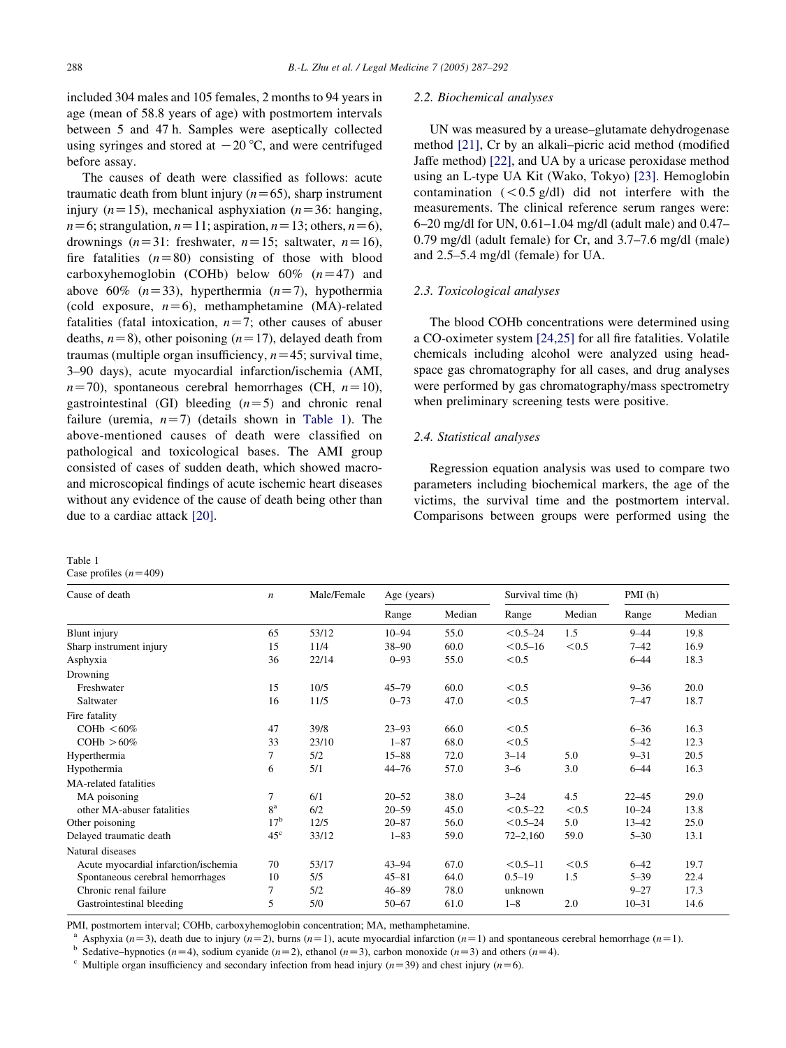included 304 males and 105 females, 2 months to 94 years in age (mean of 58.8 years of age) with postmortem intervals between 5 and 47 h. Samples were aseptically collected using syringes and stored at −20 °C, and were centrifuged before assay.

The causes of death were classified as follows: acute traumatic death from blunt injury ($n=65$), sharp instrument injury ($n=15$), mechanical asphyxiation ($n=36$: hanging, $n=6$; strangulation, $n=11$; aspiration, $n=13$; others, $n=6$), drownings ($n=31$: freshwater, $n=15$; saltwater, $n=16$), fire fatalities ($n=80$) consisting of those with blood carboxyhemoglobin (COHb) below 60% ($n=47$) and above 60% ($n=33$), hyperthermia ($n=7$), hypothermia (cold exposure, $n=6$), methamphetamine (MA)-related fatalities (fatal intoxication, $n=7$; other causes of abuser deaths, $n=8$), other poisoning ($n=17$), delayed death from traumas (multiple organ insufficiency, $n=45$; survival time, 3–90 days), acute myocardial infarction/ischemia (AMI, $n=70$), spontaneous cerebral hemorrhages (CH, $n=10$), gastrointestinal (GI) bleeding ($n=5$) and chronic renal failure (uremia, $n=7$) (details shown in Table 1). The above-mentioned causes of death were classified on pathological and toxicological bases. The AMI group consisted of cases of sudden death, which showed macro- and microscopical findings of acute ischemic heart diseases without any evidence of the cause of death being other than due to a cardiac attack [20].

### 2.2. Biochemical analyses

UN was measured by a urease–glutamate dehydrogenase method [21], Cr by an alkali–picric acid method (modified Jaffe method) [22], and UA by a uricase peroxidase method using an L-type UA Kit (Wako, Tokyo) [23]. Hemoglobin contamination (<0.5 g/dl) did not interfere with the measurements. The clinical reference serum ranges were: 6–20 mg/dl for UN, 0.61–1.04 mg/dl (adult male) and 0.47–0.79 mg/dl (adult female) for Cr, and 3.7–7.6 mg/dl (male) and 2.5–5.4 mg/dl (female) for UA.

### 2.3. Toxicological analyses

The blood COHb concentrations were determined using a CO-oximeter system [24,25] for all fire fatalities. Volatile chemicals including alcohol were analyzed using head-space gas chromatography for all cases, and drug analyses were performed by gas chromatography/mass spectrometry when preliminary screening tests were positive.

### 2.4. Statistical analyses

Regression equation analysis was used to compare two parameters including biochemical markers, the age of the victims, the survival time and the postmortem interval. Comparisons between groups were performed using the

Table 1
Case profiles ($n=409$)

| Cause of death | $n$ | Male/Female | Age (years) | | Survival time (h) | | PMI (h) | |
|---|---|---|---|---|---|---|---|---|
| | | | Range | Median | Range | Median | Range | Median |
| Blunt injury | 65 | 53/12 | 10–94 | 55.0 | <0.5–24 | 1.5 | 9–44 | 19.8 |
| Sharp instrument injury | 15 | 11/4 | 38–90 | 60.0 | <0.5–16 | <0.5 | 7–42 | 16.9 |
| Asphyxia | 36 | 22/14 | 0–93 | 55.0 | <0.5 | | 6–44 | 18.3 |
| Drowning | | | | | | | | |
| Freshwater | 15 | 10/5 | 45–79 | 60.0 | <0.5 | | 9–36 | 20.0 |
| Saltwater | 16 | 11/5 | 0–73 | 47.0 | <0.5 | | 7–47 | 18.7 |
| Fire fatality | | | | | | | | |
| COHb <60% | 47 | 39/8 | 23–93 | 66.0 | <0.5 | | 6–36 | 16.3 |
| COHb >60% | 33 | 23/10 | 1–87 | 68.0 | <0.5 | | 5–42 | 12.3 |
| Hyperthermia | 7 | 5/2 | 15–88 | 72.0 | 3–14 | 5.0 | 9–31 | 20.5 |
| Hypothermia | 6 | 5/1 | 44–76 | 57.0 | 3–6 | 3.0 | 6–44 | 16.3 |
| MA-related fatalities | | | | | | | | |
| MA poisoning | 7 | 6/1 | 20–52 | 38.0 | 3–24 | 4.5 | 22–45 | 29.0 |
| other MA-abuser fatalities | 8[a] | 6/2 | 20–59 | 45.0 | <0.5–22 | <0.5 | 10–24 | 13.8 |
| Other poisoning | 17[b] | 12/5 | 20–87 | 56.0 | <0.5–24 | 5.0 | 13–42 | 25.0 |
| Delayed traumatic death | 45[c] | 33/12 | 1–83 | 59.0 | 72–2,160 | 59.0 | 5–30 | 13.1 |
| Natural diseases | | | | | | | | |
| Acute myocardial infarction/ischemia | 70 | 53/17 | 43–94 | 67.0 | <0.5–11 | <0.5 | 6–42 | 19.7 |
| Spontaneous cerebral hemorrhages | 10 | 5/5 | 45–81 | 64.0 | 0.5–19 | 1.5 | 5–39 | 22.4 |
| Chronic renal failure | 7 | 5/2 | 46–89 | 78.0 | unknown | | 9–27 | 17.3 |
| Gastrointestinal bleeding | 5 | 5/0 | 50–67 | 61.0 | 1–8 | 2.0 | 10–31 | 14.6 |

PMI, postmortem interval; COHb, carboxyhemoglobin concentration; MA, methamphetamine.

[a] Asphyxia ($n=3$), death due to injury ($n=2$), burns ($n=1$), acute myocardial infarction ($n=1$) and spontaneous cerebral hemorrhage ($n=1$).

[b] Sedative–hypnotics ($n=4$), sodium cyanide ($n=2$), ethanol ($n=3$), carbon monoxide ($n=3$) and others ($n=4$).

[c] Multiple organ insufficiency and secondary infection from head injury ($n=39$) and chest injury ($n=6$).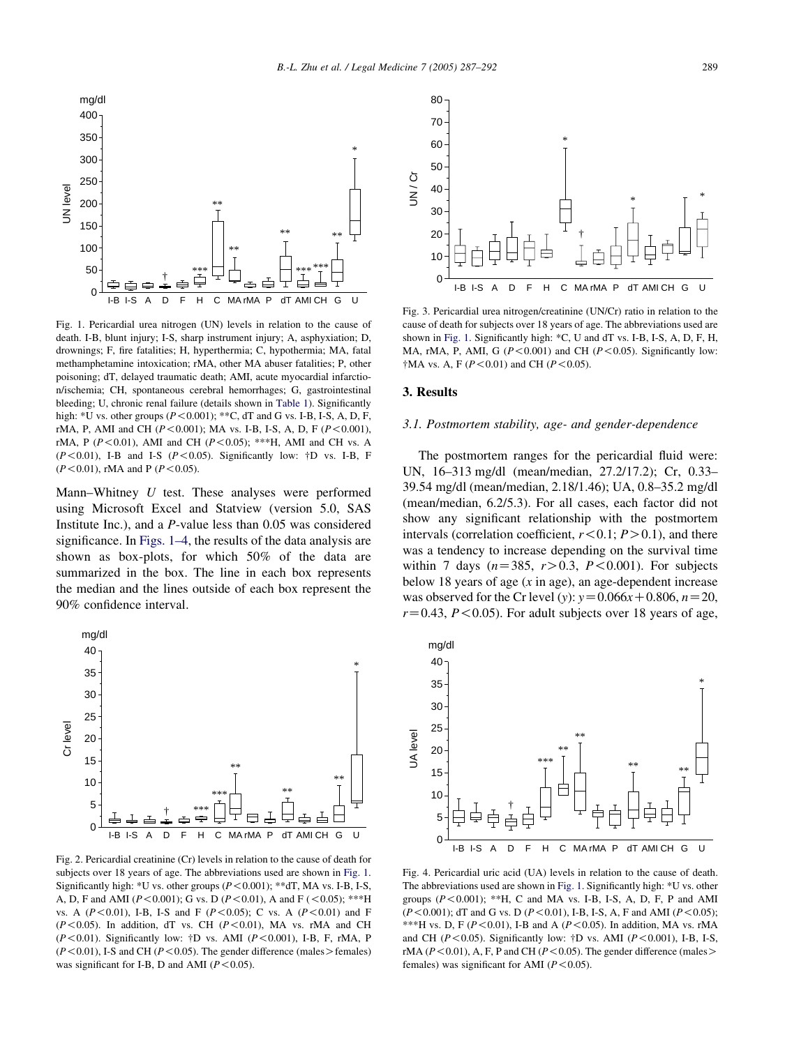Fig. 1. Pericardial urea nitrogen (UN) levels in relation to the cause of death. I-B, blunt injury; I-S, sharp instrument injury; A, asphyxiation; D, drownings; F, fire fatalities; H, hyperthermia; C, hypothermia; MA, fatal methamphetamine intoxication; rMA, other MA abuser fatalities; P, other poisoning; dT, delayed traumatic death; AMI, acute myocardial infarction/ischemia; CH, spontaneous cerebral hemorrhages; G, gastrointestinal bleeding; U, chronic renal failure (details shown in Table 1). Significantly high: *U vs. other groups ($P<0.001$); **C, dT and G vs. I-B, I-S, A, D, F, rMA, P, AMI and CH ($P<0.001$); MA vs. I-B, I-S, A, D, F ($P<0.001$), rMA, P ($P<0.01$), AMI and CH ($P<0.05$); ***H, AMI and CH vs. A ($P<0.01$), I-B and I-S ($P<0.05$). Significantly low: †D vs. I-B, F ($P<0.01$), rMA and P ($P<0.05$).

Mann–Whitney *U* test. These analyses were performed using Microsoft Excel and Statview (version 5.0, SAS Institute Inc.), and a *P*-value less than 0.05 was considered significance. In Figs. 1–4, the results of the data analysis are shown as box-plots, for which 50% of the data are summarized in the box. The line in each box represents the median and the lines outside of each box represent the 90% confidence interval.

Fig. 2. Pericardial creatinine (Cr) levels in relation to the cause of death for subjects over 18 years of age. The abbreviations used are shown in Fig. 1. Significantly high: *U vs. other groups ($P<0.001$); **dT, MA vs. I-B, I-S, A, D, F and AMI ($P<0.001$); G vs. D ($P<0.01$), A and F ($<0.05$); ***H vs. A ($P<0.01$), I-B, I-S and F ($P<0.05$); C vs. A ($P<0.01$) and F ($P<0.05$). In addition, dT vs. CH ($P<0.01$), MA vs. rMA and CH ($P<0.01$). Significantly low: †D vs. AMI ($P<0.001$), I-B, F, rMA, P ($P<0.01$), I-S and CH ($P<0.05$). The gender difference (males > females) was significant for I-B, D and AMI ($P<0.05$).

Fig. 3. Pericardial urea nitrogen/creatinine (UN/Cr) ratio in relation to the cause of death for subjects over 18 years of age. The abbreviations used are shown in Fig. 1. Significantly high: *C, U and dT vs. I-B, I-S, A, D, F, H, MA, rMA, P, AMI, G ($P<0.001$) and CH ($P<0.05$). Significantly low: †MA vs. A, F ($P<0.01$) and CH ($P<0.05$).

## 3. Results

### 3.1. Postmortem stability, age- and gender-dependence

The postmortem ranges for the pericardial fluid were: UN, 16–313 mg/dl (mean/median, 27.2/17.2); Cr, 0.33–39.54 mg/dl (mean/median, 2.18/1.46); UA, 0.8–35.2 mg/dl (mean/median, 6.2/5.3). For all cases, each factor did not show any significant relationship with the postmortem intervals (correlation coefficient, $r<0.1$; $P>0.1$), and there was a tendency to increase depending on the survival time within 7 days ($n=385$, $r>0.3$, $P<0.001$). For subjects below 18 years of age ($x$ in age), an age-dependent increase was observed for the Cr level ($y$): $y=0.066x+0.806$, $n=20$, $r=0.43$, $P<0.05$). For adult subjects over 18 years of age,

Fig. 4. Pericardial uric acid (UA) levels in relation to the cause of death. The abbreviations used are shown in Fig. 1. Significantly high: *U vs. other groups ($P<0.001$); **H, C and MA vs. I-B, I-S, A, D, F, P and AMI ($P<0.001$); dT and G vs. D ($P<0.01$), I-B, I-S, A, F and AMI ($P<0.05$); ***H vs. D, F ($P<0.01$), I-B and A ($P<0.05$). In addition, MA vs. rMA and CH ($P<0.05$). Significantly low: †D vs. AMI ($P<0.001$), I-B, I-S, rMA ($P<0.01$), A, F, P and CH ($P<0.05$). The gender difference (males > females) was significant for AMI ($P<0.05$).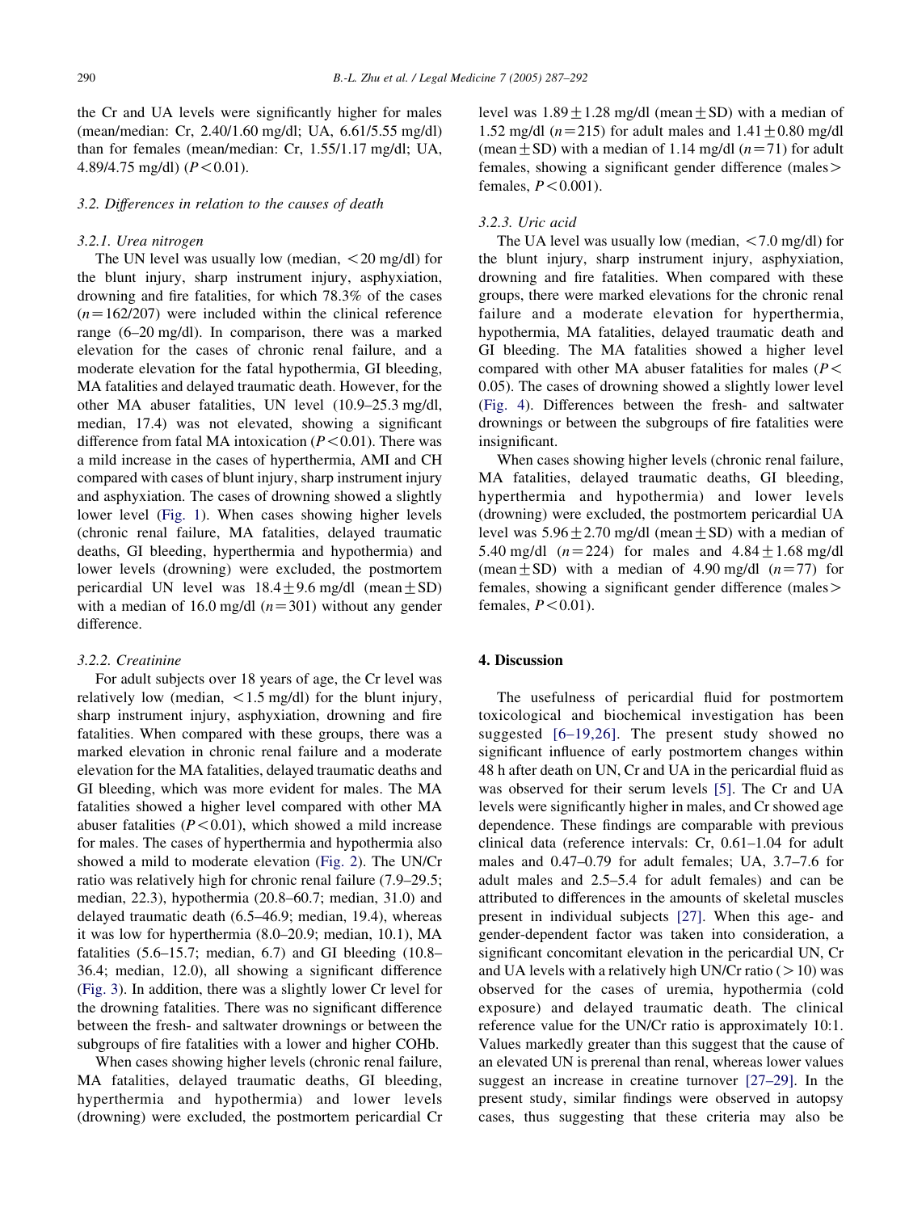the Cr and UA levels were significantly higher for males (mean/median: Cr, 2.40/1.60 mg/dl; UA, 6.61/5.55 mg/dl) than for females (mean/median: Cr, 1.55/1.17 mg/dl; UA, 4.89/4.75 mg/dl) ($P<0.01$).

### 3.2. Differences in relation to the causes of death

#### 3.2.1. Urea nitrogen

The UN level was usually low (median, <20 mg/dl) for the blunt injury, sharp instrument injury, asphyxiation, drowning and fire fatalities, for which 78.3% of the cases ($n=162/207$) were included within the clinical reference range (6–20 mg/dl). In comparison, there was a marked elevation for the cases of chronic renal failure, and a moderate elevation for the fatal hypothermia, GI bleeding, MA fatalities and delayed traumatic death. However, for the other MA abuser fatalities, UN level (10.9–25.3 mg/dl, median, 17.4) was not elevated, showing a significant difference from fatal MA intoxication ($P<0.01$). There was a mild increase in the cases of hyperthermia, AMI and CH compared with cases of blunt injury, sharp instrument injury and asphyxiation. The cases of drowning showed a slightly lower level (Fig. 1). When cases showing higher levels (chronic renal failure, MA fatalities, delayed traumatic deaths, GI bleeding, hyperthermia and hypothermia) and lower levels (drowning) were excluded, the postmortem pericardial UN level was $18.4\pm9.6$ mg/dl (mean ± SD) with a median of 16.0 mg/dl ($n=301$) without any gender difference.

#### 3.2.2. Creatinine

For adult subjects over 18 years of age, the Cr level was relatively low (median, <1.5 mg/dl) for the blunt injury, sharp instrument injury, asphyxiation, drowning and fire fatalities. When compared with these groups, there was a marked elevation in chronic renal failure and a moderate elevation for the MA fatalities, delayed traumatic deaths and GI bleeding, which was more evident for males. The MA fatalities showed a higher level compared with other MA abuser fatalities ($P<0.01$), which showed a mild increase for males. The cases of hyperthermia and hypothermia also showed a mild to moderate elevation (Fig. 2). The UN/Cr ratio was relatively high for chronic renal failure (7.9–29.5; median, 22.3), hypothermia (20.8–60.7; median, 31.0) and delayed traumatic death (6.5–46.9; median, 19.4), whereas it was low for hyperthermia (8.0–20.9; median, 10.1), MA fatalities (5.6–15.7; median, 6.7) and GI bleeding (10.8–36.4; median, 12.0), all showing a significant difference (Fig. 3). In addition, there was a slightly lower Cr level for the drowning fatalities. There was no significant difference between the fresh- and saltwater drownings or between the subgroups of fire fatalities with a lower and higher COHb.

When cases showing higher levels (chronic renal failure, MA fatalities, delayed traumatic deaths, GI bleeding, hyperthermia and hypothermia) and lower levels (drowning) were excluded, the postmortem pericardial Cr level was $1.89\pm1.28$ mg/dl (mean ± SD) with a median of 1.52 mg/dl ($n=215$) for adult males and $1.41\pm0.80$ mg/dl (mean ± SD) with a median of 1.14 mg/dl ($n=71$) for adult females, showing a significant gender difference (males > females, $P<0.001$).

#### 3.2.3. Uric acid

The UA level was usually low (median, <7.0 mg/dl) for the blunt injury, sharp instrument injury, asphyxiation, drowning and fire fatalities. When compared with these groups, there were marked elevations for the chronic renal failure and a moderate elevation for hyperthermia, hypothermia, MA fatalities, delayed traumatic death and GI bleeding. The MA fatalities showed a higher level compared with other MA abuser fatalities for males ($P<0.05$). The cases of drowning showed a slightly lower level (Fig. 4). Differences between the fresh- and saltwater drownings or between the subgroups of fire fatalities were insignificant.

When cases showing higher levels (chronic renal failure, MA fatalities, delayed traumatic deaths, GI bleeding, hyperthermia and hypothermia) and lower levels (drowning) were excluded, the postmortem pericardial UA level was $5.96\pm2.70$ mg/dl (mean ± SD) with a median of 5.40 mg/dl ($n=224$) for males and $4.84\pm1.68$ mg/dl (mean ± SD) with a median of 4.90 mg/dl ($n=77$) for females, showing a significant gender difference (males > females, $P<0.01$).

## 4. Discussion

The usefulness of pericardial fluid for postmortem toxicological and biochemical investigation has been suggested [6–19,26]. The present study showed no significant influence of early postmortem changes within 48 h after death on UN, Cr and UA in the pericardial fluid as was observed for their serum levels [5]. The Cr and UA levels were significantly higher in males, and Cr showed age dependence. These findings are comparable with previous clinical data (reference intervals: Cr, 0.61–1.04 for adult males and 0.47–0.79 for adult females; UA, 3.7–7.6 for adult males and 2.5–5.4 for adult females) and can be attributed to differences in the amounts of skeletal muscles present in individual subjects [27]. When this age- and gender-dependent factor was taken into consideration, a significant concomitant elevation in the pericardial UN, Cr and UA levels with a relatively high UN/Cr ratio (>10) was observed for the cases of uremia, hypothermia (cold exposure) and delayed traumatic death. The clinical reference value for the UN/Cr ratio is approximately 10:1. Values markedly greater than this suggest that the cause of an elevated UN is prerenal than renal, whereas lower values suggest an increase in creatine turnover [27–29]. In the present study, similar findings were observed in autopsy cases, thus suggesting that these criteria may also be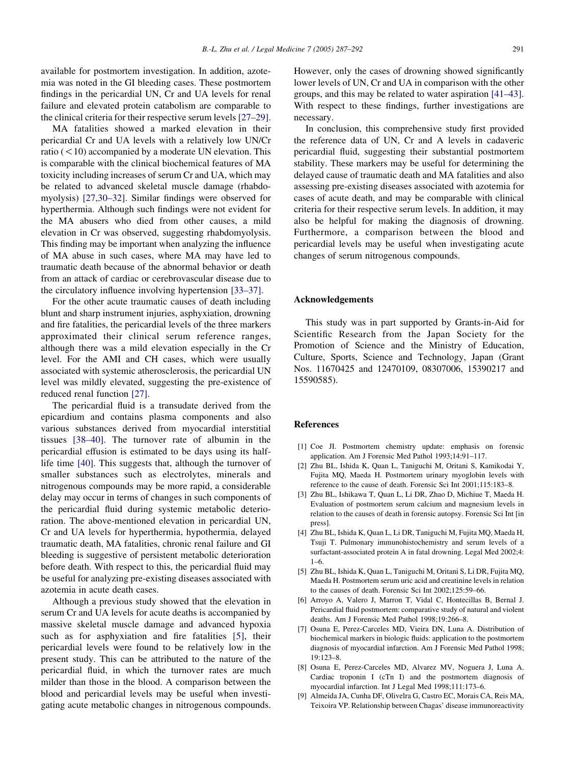available for postmortem investigation. In addition, azotemia was noted in the GI bleeding cases. These postmortem findings in the pericardial UN, Cr and UA levels for renal failure and elevated protein catabolism are comparable to the clinical criteria for their respective serum levels [27–29].

MA fatalities showed a marked elevation in their pericardial Cr and UA levels with a relatively low UN/Cr ratio ($<10$) accompanied by a moderate UN elevation. This is comparable with the clinical biochemical features of MA toxicity including increases of serum Cr and UA, which may be related to advanced skeletal muscle damage (rhabdomyolysis) [27,30–32]. Similar findings were observed for hyperthermia. Although such findings were not evident for the MA abusers who died from other causes, a mild elevation in Cr was observed, suggesting rhabdomyolysis. This finding may be important when analyzing the influence of MA abuse in such cases, where MA may have led to traumatic death because of the abnormal behavior or death from an attack of cardiac or cerebrovascular disease due to the circulatory influence involving hypertension [33–37].

For the other acute traumatic causes of death including blunt and sharp instrument injuries, asphyxiation, drowning and fire fatalities, the pericardial levels of the three markers approximated their clinical serum reference ranges, although there was a mild elevation especially in the Cr level. For the AMI and CH cases, which were usually associated with systemic atherosclerosis, the pericardial UN level was mildly elevated, suggesting the pre-existence of reduced renal function [27].

The pericardial fluid is a transudate derived from the epicardium and contains plasma components and also various substances derived from myocardial interstitial tissues [38–40]. The turnover rate of albumin in the pericardial effusion is estimated to be days using its half-life time [40]. This suggests that, although the turnover of smaller substances such as electrolytes, minerals and nitrogenous compounds may be more rapid, a considerable delay may occur in terms of changes in such components of the pericardial fluid during systemic metabolic deterioration. The above-mentioned elevation in pericardial UN, Cr and UA levels for hyperthermia, hypothermia, delayed traumatic death, MA fatalities, chronic renal failure and GI bleeding is suggestive of persistent metabolic deterioration before death. With respect to this, the pericardial fluid may be useful for analyzing pre-existing diseases associated with azotemia in acute death cases.

Although a previous study showed that the elevation in serum Cr and UA levels for acute deaths is accompanied by massive skeletal muscle damage and advanced hypoxia such as for asphyxiation and fire fatalities [5], their pericardial levels were found to be relatively low in the present study. This can be attributed to the nature of the pericardial fluid, in which the turnover rates are much milder than those in the blood. A comparison between the blood and pericardial levels may be useful when investigating acute metabolic changes in nitrogenous compounds. However, only the cases of drowning showed significantly lower levels of UN, Cr and UA in comparison with the other groups, and this may be related to water aspiration [41–43]. With respect to these findings, further investigations are necessary.

In conclusion, this comprehensive study first provided the reference data of UN, Cr and A levels in cadaveric pericardial fluid, suggesting their substantial postmortem stability. These markers may be useful for determining the delayed cause of traumatic death and MA fatalities and also assessing pre-existing diseases associated with azotemia for cases of acute death, and may be comparable with clinical criteria for their respective serum levels. In addition, it may also be helpful for making the diagnosis of drowning. Furthermore, a comparison between the blood and pericardial levels may be useful when investigating acute changes of serum nitrogenous compounds.

## Acknowledgements

This study was in part supported by Grants-in-Aid for Scientific Research from the Japan Society for the Promotion of Science and the Ministry of Education, Culture, Sports, Science and Technology, Japan (Grant Nos. 11670425 and 12470109, 08307006, 15390217 and 15590585).

## References

[1] Coe JI. Postmortem chemistry update: emphasis on forensic application. Am J Forensic Med Pathol 1993;14:91–117.

[2] Zhu BL, Ishida K, Quan L, Taniguchi M, Oritani S, Kamikodai Y, Fujita MQ, Maeda H. Postmortem urinary myoglobin levels with reference to the cause of death. Forensic Sci Int 2001;115:183–8.

[3] Zhu BL, Ishikawa T, Quan L, Li DR, Zhao D, Michiue T, Maeda H. Evaluation of postmortem serum calcium and magnesium levels in relation to the causes of death in forensic autopsy. Forensic Sci Int [in press].

[4] Zhu BL, Ishida K, Quan L, Li DR, Taniguchi M, Fujita MQ, Maeda H, Tsuji T. Pulmonary immunohistochemistry and serum levels of a surfactant-associated protein A in fatal drowning. Legal Med 2002;4:1–6.

[5] Zhu BL, Ishida K, Quan L, Taniguchi M, Oritani S, Li DR, Fujita MQ, Maeda H. Postmortem serum uric acid and creatinine levels in relation to the causes of death. Forensic Sci Int 2002;125:59–66.

[6] Arroyo A, Valero J, Marron T, Vidal C, Hontecillas B, Bernal J. Pericardial fluid postmortem: comparative study of natural and violent deaths. Am J Forensic Med Pathol 1998;19:266–8.

[7] Osuna E, Perez-Carceles MD, Vieira DN, Luna A. Distribution of biochemical markers in biologic fluids: application to the postmortem diagnosis of myocardial infarction. Am J Forensic Med Pathol 1998;19:123–8.

[8] Osuna E, Perez-Carceles MD, Alvarez MV, Noguera J, Luna A. Cardiac troponin I (cTn I) and the postmortem diagnosis of myocardial infarction. Int J Legal Med 1998;111:173–6.

[9] Almeida JA, Cunha DF, Olivelra G, Castro EC, Morais CA, Reis MA, Teixoira VP. Relationship between Chagas' disease immunoreactivity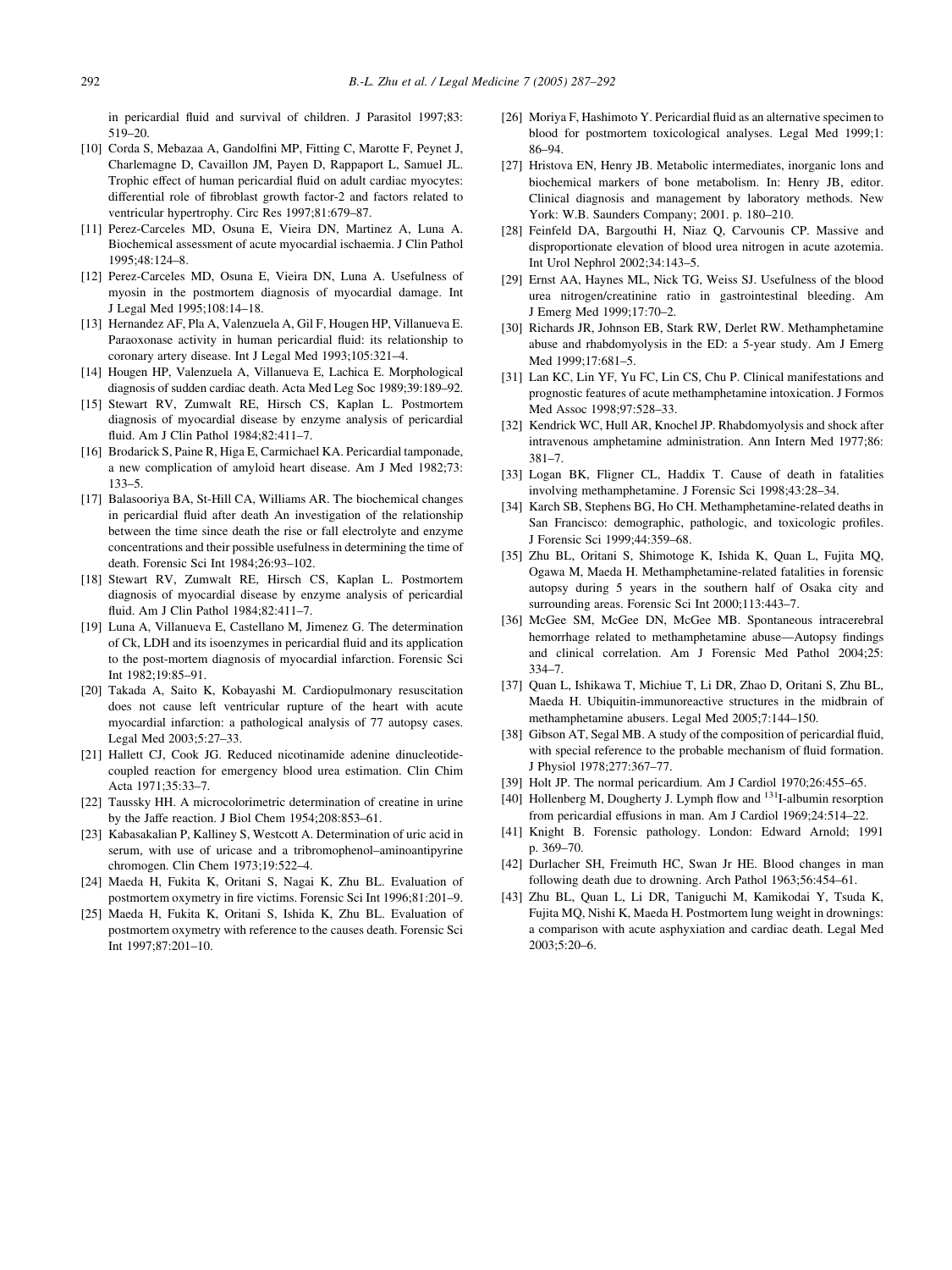in pericardial fluid and survival of children. J Parasitol 1997;83: 519–20.

[10] Corda S, Mebazaa A, Gandolfini MP, Fitting C, Marotte F, Peynet J, Charlemagne D, Cavaillon JM, Payen D, Rappaport L, Samuel JL. Trophic effect of human pericardial fluid on adult cardiac myocytes: differential role of fibroblast growth factor-2 and factors related to ventricular hypertrophy. Circ Res 1997;81:679–87.

[11] Perez-Carceles MD, Osuna E, Vieira DN, Martinez A, Luna A. Biochemical assessment of acute myocardial ischaemia. J Clin Pathol 1995;48:124–8.

[12] Perez-Carceles MD, Osuna E, Vieira DN, Luna A. Usefulness of myosin in the postmortem diagnosis of myocardial damage. Int J Legal Med 1995;108:14–18.

[13] Hernandez AF, Pla A, Valenzuela A, Gil F, Hougen HP, Villanueva E. Paraoxonase activity in human pericardial fluid: its relationship to coronary artery disease. Int J Legal Med 1993;105:321–4.

[14] Hougen HP, Valenzuela A, Villanueva E, Lachica E. Morphological diagnosis of sudden cardiac death. Acta Med Leg Soc 1989;39:189–92.

[15] Stewart RV, Zumwalt RE, Hirsch CS, Kaplan L. Postmortem diagnosis of myocardial disease by enzyme analysis of pericardial fluid. Am J Clin Pathol 1984;82:411–7.

[16] Brodarick S, Paine R, Higa E, Carmichael KA. Pericardial tamponade, a new complication of amyloid heart disease. Am J Med 1982;73: 133–5.

[17] Balasooriya BA, St-Hill CA, Williams AR. The biochemical changes in pericardial fluid after death An investigation of the relationship between the time since death the rise or fall electrolyte and enzyme concentrations and their possible usefulness in determining the time of death. Forensic Sci Int 1984;26:93–102.

[18] Stewart RV, Zumwalt RE, Hirsch CS, Kaplan L. Postmortem diagnosis of myocardial disease by enzyme analysis of pericardial fluid. Am J Clin Pathol 1984;82:411–7.

[19] Luna A, Villanueva E, Castellano M, Jimenez G. The determination of Ck, LDH and its isoenzymes in pericardial fluid and its application to the post-mortem diagnosis of myocardial infarction. Forensic Sci Int 1982;19:85–91.

[20] Takada A, Saito K, Kobayashi M. Cardiopulmonary resuscitation does not cause left ventricular rupture of the heart with acute myocardial infarction: a pathological analysis of 77 autopsy cases. Legal Med 2003;5:27–33.

[21] Hallett CJ, Cook JG. Reduced nicotinamide adenine dinucleotide-coupled reaction for emergency blood urea estimation. Clin Chim Acta 1971;35:33–7.

[22] Taussky HH. A microcolorimetric determination of creatine in urine by the Jaffe reaction. J Biol Chem 1954;208:853–61.

[23] Kabasakalian P, Kalliney S, Westcott A. Determination of uric acid in serum, with use of uricase and a tribromophenol–aminoantipyrine chromogen. Clin Chem 1973;19:522–4.

[24] Maeda H, Fukita K, Oritani S, Nagai K, Zhu BL. Evaluation of postmortem oxymetry in fire victims. Forensic Sci Int 1996;81:201–9.

[25] Maeda H, Fukita K, Oritani S, Ishida K, Zhu BL. Evaluation of postmortem oxymetry with reference to the causes death. Forensic Sci Int 1997;87:201–10.

[26] Moriya F, Hashimoto Y. Pericardial fluid as an alternative specimen to blood for postmortem toxicological analyses. Legal Med 1999;1: 86–94.

[27] Hristova EN, Henry JB. Metabolic intermediates, inorganic Ions and biochemical markers of bone metabolism. In: Henry JB, editor. Clinical diagnosis and management by laboratory methods. New York: W.B. Saunders Company; 2001. p. 180–210.

[28] Feinfeld DA, Bargouthi H, Niaz Q, Carvounis CP. Massive and disproportionate elevation of blood urea nitrogen in acute azotemia. Int Urol Nephrol 2002;34:143–5.

[29] Ernst AA, Haynes ML, Nick TG, Weiss SJ. Usefulness of the blood urea nitrogen/creatinine ratio in gastrointestinal bleeding. Am J Emerg Med 1999;17:70–2.

[30] Richards JR, Johnson EB, Stark RW, Derlet RW. Methamphetamine abuse and rhabdomyolysis in the ED: a 5-year study. Am J Emerg Med 1999;17:681–5.

[31] Lan KC, Lin YF, Yu FC, Lin CS, Chu P. Clinical manifestations and prognostic features of acute methamphetamine intoxication. J Formos Med Assoc 1998;97:528–33.

[32] Kendrick WC, Hull AR, Knochel JP. Rhabdomyolysis and shock after intravenous amphetamine administration. Ann Intern Med 1977;86: 381–7.

[33] Logan BK, Fligner CL, Haddix T. Cause of death in fatalities involving methamphetamine. J Forensic Sci 1998;43:28–34.

[34] Karch SB, Stephens BG, Ho CH. Methamphetamine-related deaths in San Francisco: demographic, pathologic, and toxicologic profiles. J Forensic Sci 1999;44:359–68.

[35] Zhu BL, Oritani S, Shimotoge K, Ishida K, Quan L, Fujita MQ, Ogawa M, Maeda H. Methamphetamine-related fatalities in forensic autopsy during 5 years in the southern half of Osaka city and surrounding areas. Forensic Sci Int 2000;113:443–7.

[36] McGee SM, McGee DN, McGee MB. Spontaneous intracerebral hemorrhage related to methamphetamine abuse—Autopsy findings and clinical correlation. Am J Forensic Med Pathol 2004;25: 334–7.

[37] Quan L, Ishikawa T, Michiue T, Li DR, Zhao D, Oritani S, Zhu BL, Maeda H. Ubiquitin-immunoreactive structures in the midbrain of methamphetamine abusers. Legal Med 2005;7:144–150.

[38] Gibson AT, Segal MB. A study of the composition of pericardial fluid, with special reference to the probable mechanism of fluid formation. J Physiol 1978;277:367–77.

[39] Holt JP. The normal pericardium. Am J Cardiol 1970;26:455–65.

[40] Hollenberg M, Dougherty J. Lymph flow and $^{131}$I-albumin resorption from pericardial effusions in man. Am J Cardiol 1969;24:514–22.

[41] Knight B. Forensic pathology. London: Edward Arnold; 1991 p. 369–70.

[42] Durlacher SH, Freimuth HC, Swan Jr HE. Blood changes in man following death due to drowning. Arch Pathol 1963;56:454–61.

[43] Zhu BL, Quan L, Li DR, Taniguchi M, Kamikodai Y, Tsuda K, Fujita MQ, Nishi K, Maeda H. Postmortem lung weight in drownings: a comparison with acute asphyxiation and cardiac death. Legal Med 2003;5:20–6.